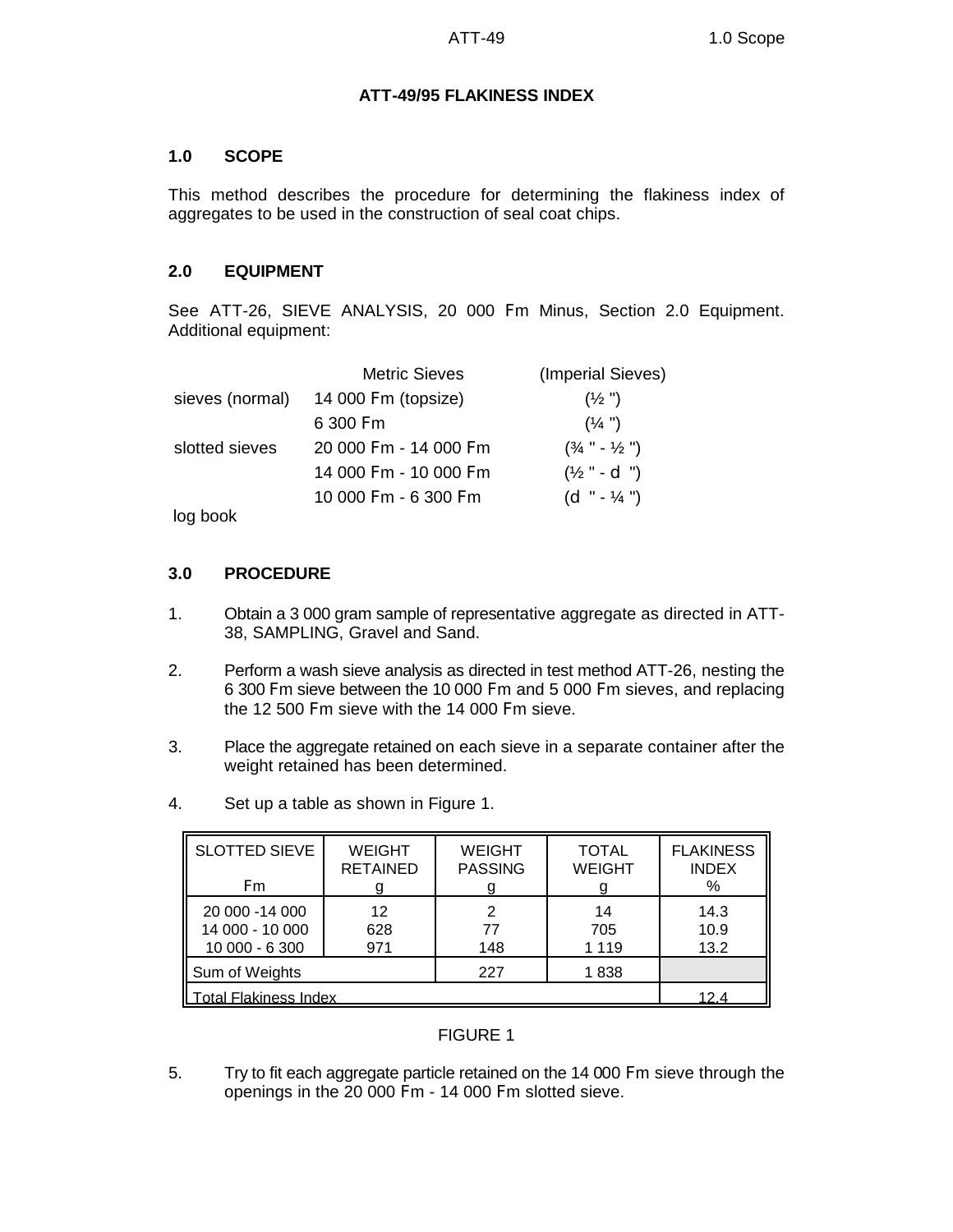# ATT-49/95 FLAKINESS INDEX

## 1.0 SCOPE

This method describes the procedure for determining the flakiness index of aggregates to be used in the construction of seal coat chips.

## 2.0 EQUIPMENT

See ATT-26, SIEVE ANALYSIS, 20 000 Fm Minus, Section 2.0 Equipment. Additional equipment:

| | Metric Sieves | (Imperial Sieves) |
|---|---|---|
| sieves (normal) | 14 000 Fm (topsize) | (½ ") |
| | 6 300 Fm | (¼ ") |
| slotted sieves | 20 000 Fm - 14 000 Fm | (¾ " - ½ ") |
| | 14 000 Fm - 10 000 Fm | (½ " - d ") |
| | 10 000 Fm - 6 300 Fm | (d " - ¼ ") |

log book

## 3.0 PROCEDURE

1. Obtain a 3 000 gram sample of representative aggregate as directed in ATT-38, SAMPLING, Gravel and Sand.

2. Perform a wash sieve analysis as directed in test method ATT-26, nesting the 6 300 Fm sieve between the 10 000 Fm and 5 000 Fm sieves, and replacing the 12 500 Fm sieve with the 14 000 Fm sieve.

3. Place the aggregate retained on each sieve in a separate container after the weight retained has been determined.

4. Set up a table as shown in Figure 1.

| SLOTTED SIEVE Fm | WEIGHT RETAINED g | WEIGHT PASSING g | TOTAL WEIGHT g | FLAKINESS INDEX % |
|---|---|---|---|---|
| 20 000 -14 000 | 12 | 2 | 14 | 14.3 |
| 14 000 - 10 000 | 628 | 77 | 705 | 10.9 |
| 10 000 - 6 300 | 971 | 148 | 1 119 | 13.2 |
| Sum of Weights | | 227 | 1 838 | |
| Total Flakiness Index | | | | 12.4 |

FIGURE 1

5. Try to fit each aggregate particle retained on the 14 000 Fm sieve through the openings in the 20 000 Fm - 14 000 Fm slotted sieve.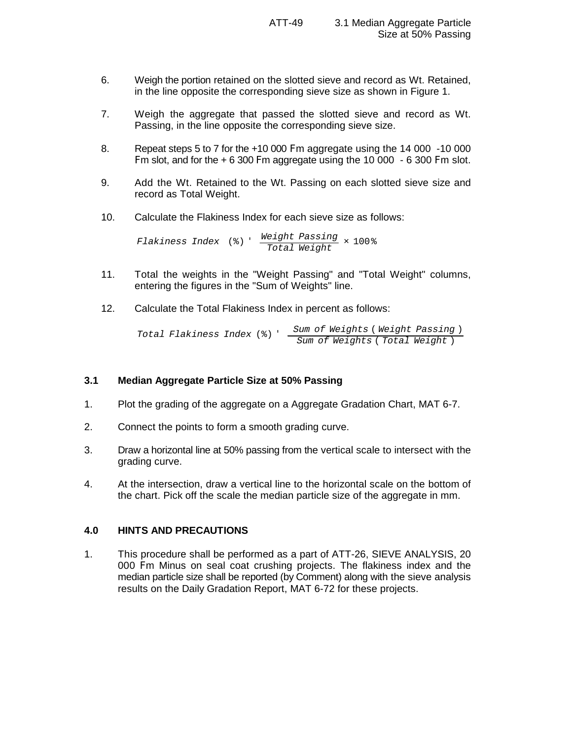6. Weigh the portion retained on the slotted sieve and record as Wt. Retained, in the line opposite the corresponding sieve size as shown in Figure 1.

7. Weigh the aggregate that passed the slotted sieve and record as Wt. Passing, in the line opposite the corresponding sieve size.

8. Repeat steps 5 to 7 for the +10 000 Fm aggregate using the 14 000 -10 000 Fm slot, and for the + 6 300 Fm aggregate using the 10 000 - 6 300 Fm slot.

9. Add the Wt. Retained to the Wt. Passing on each slotted sieve size and record as Total Weight.

10. Calculate the Flakiness Index for each sieve size as follows:

$$Flakiness\ Index\ (\%) = \frac{Weight\ Passing}{Total\ Weight} \times 100\%$$

11. Total the weights in the "Weight Passing" and "Total Weight" columns, entering the figures in the "Sum of Weights" line.

12. Calculate the Total Flakiness Index in percent as follows:

$$Total\ Flakiness\ Index\ (\%) = \frac{Sum\ of\ Weights\ (\ Weight\ Passing\ )}{Sum\ of\ Weights\ (\ Total\ Weight\ )}$$

### 3.1 Median Aggregate Particle Size at 50% Passing

1. Plot the grading of the aggregate on a Aggregate Gradation Chart, MAT 6-7.

2. Connect the points to form a smooth grading curve.

3. Draw a horizontal line at 50% passing from the vertical scale to intersect with the grading curve.

4. At the intersection, draw a vertical line to the horizontal scale on the bottom of the chart. Pick off the scale the median particle size of the aggregate in mm.

### 4.0 HINTS AND PRECAUTIONS

1. This procedure shall be performed as a part of ATT-26, SIEVE ANALYSIS, 20 000 Fm Minus on seal coat crushing projects. The flakiness index and the median particle size shall be reported (by Comment) along with the sieve analysis results on the Daily Gradation Report, MAT 6-72 for these projects.